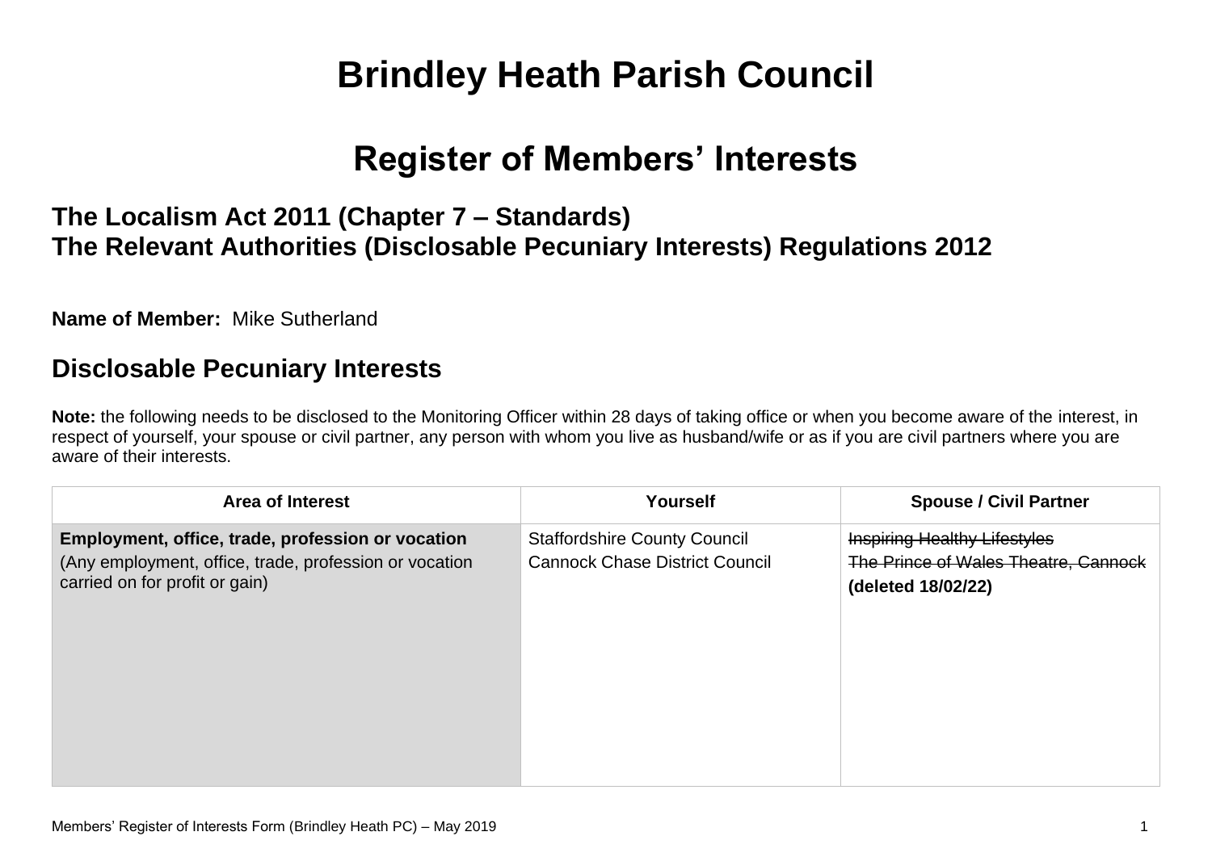# Brindley Heath Parish Council

## Register of Members' Interests

### The Localism Act 2011 (Chapter 7 – Standards)
### The Relevant Authorities (Disclosable Pecuniary Interests) Regulations 2012

**Name of Member:** Mike Sutherland

## Disclosable Pecuniary Interests

**Note:** the following needs to be disclosed to the Monitoring Officer within 28 days of taking office or when you become aware of the interest, in respect of yourself, your spouse or civil partner, any person with whom you live as husband/wife or as if you are civil partners where you are aware of their interests.

| Area of Interest | Yourself | Spouse / Civil Partner |
|---|---|---|
| **Employment, office, trade, profession or vocation**<br>(Any employment, office, trade, profession or vocation carried on for profit or gain) | Staffordshire County Council<br>Cannock Chase District Council | ~~Inspiring Healthy Lifestyles~~<br>~~The Prince of Wales Theatre, Cannock~~<br>**(deleted 18/02/22)** |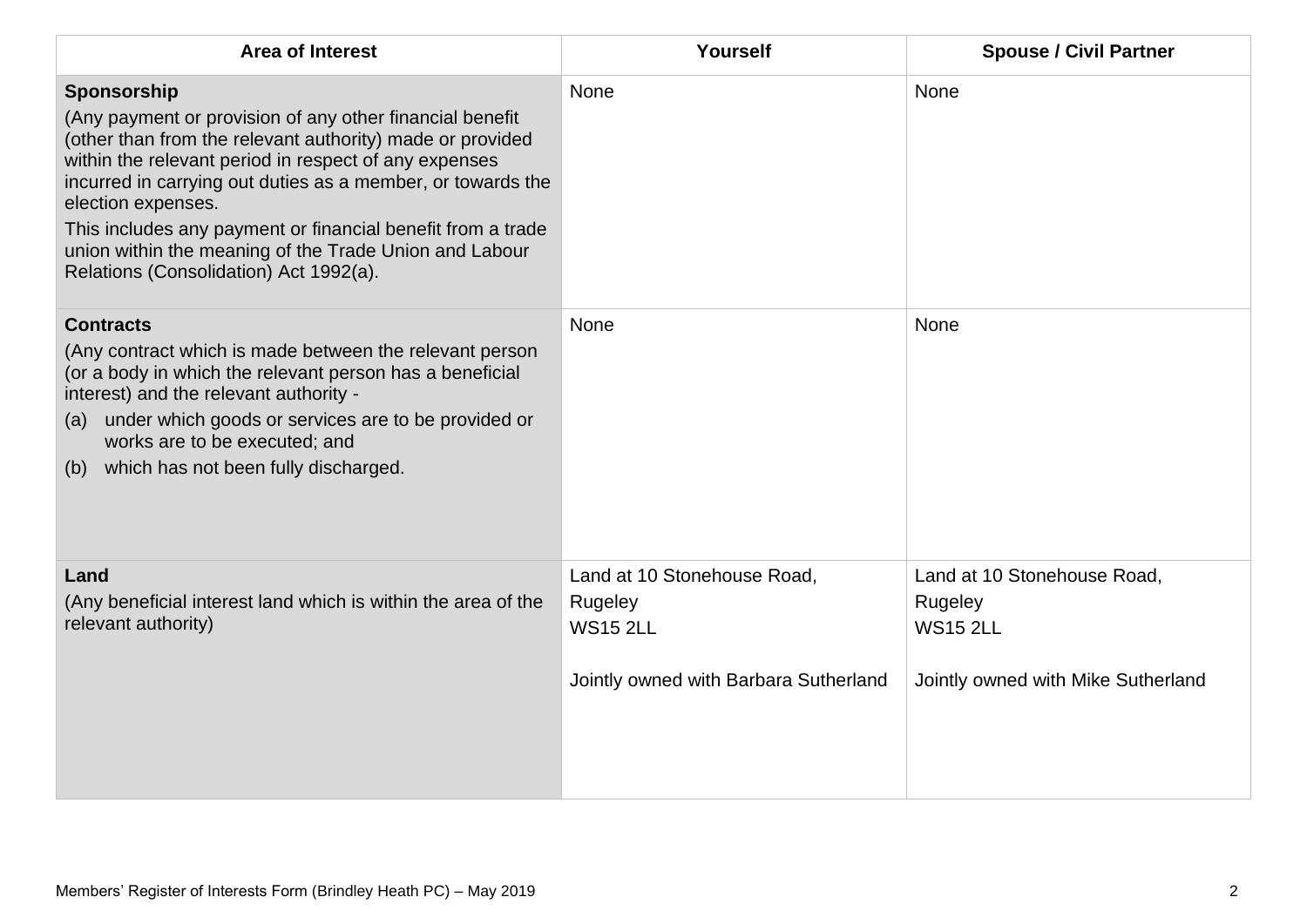| Area of Interest | Yourself | Spouse / Civil Partner |
|---|---|---|
| **Sponsorship**<br>(Any payment or provision of any other financial benefit (other than from the relevant authority) made or provided within the relevant period in respect of any expenses incurred in carrying out duties as a member, or towards the election expenses.<br>This includes any payment or financial benefit from a trade union within the meaning of the Trade Union and Labour Relations (Consolidation) Act 1992(a). | None | None |
| **Contracts**<br>(Any contract which is made between the relevant person (or a body in which the relevant person has a beneficial interest) and the relevant authority -<br>(a) under which goods or services are to be provided or works are to be executed; and<br>(b) which has not been fully discharged. | None | None |
| **Land**<br>(Any beneficial interest land which is within the area of the relevant authority) | Land at 10 Stonehouse Road,<br>Rugeley<br>WS15 2LL<br><br>Jointly owned with Barbara Sutherland | Land at 10 Stonehouse Road,<br>Rugeley<br>WS15 2LL<br><br>Jointly owned with Mike Sutherland |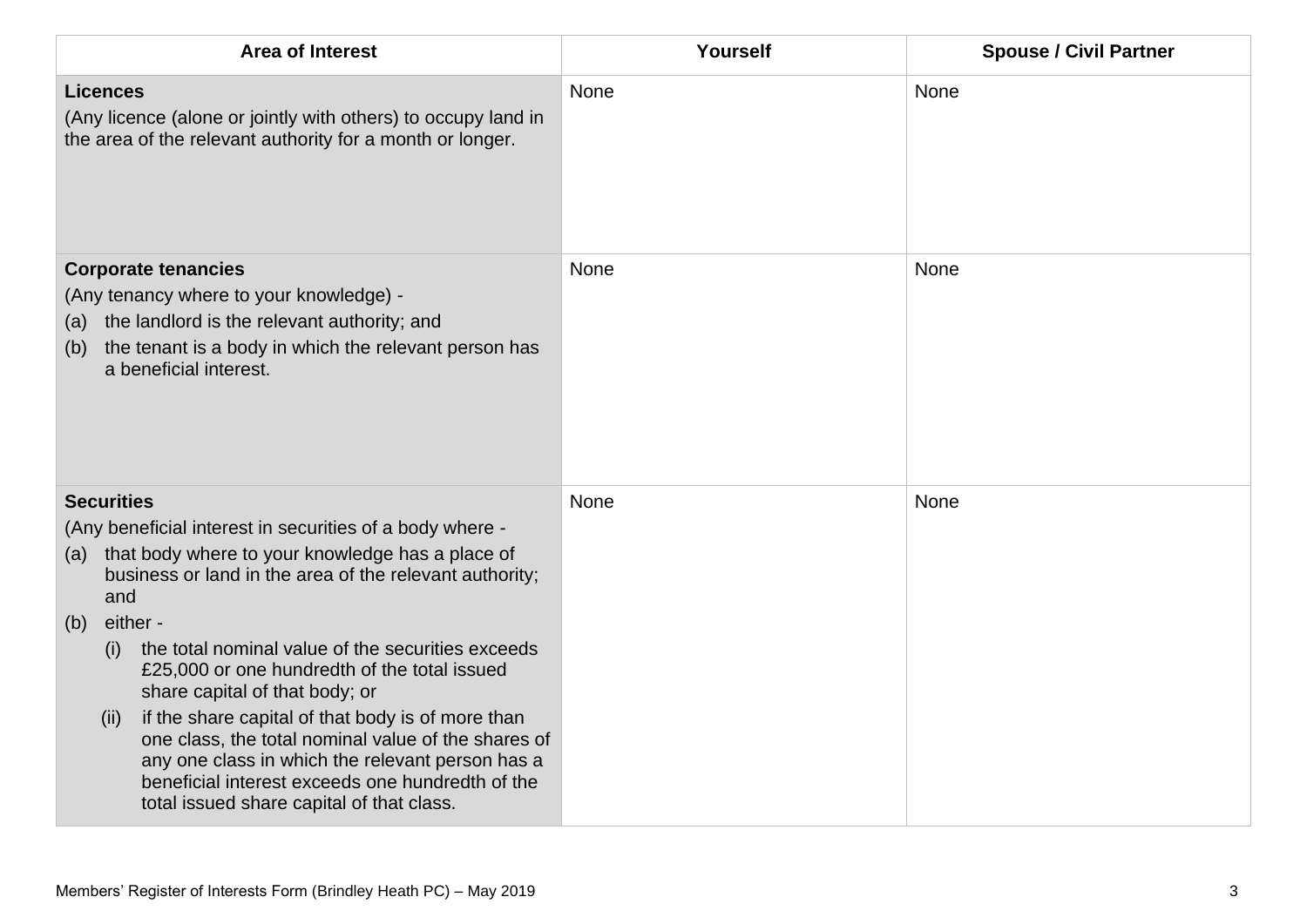| Area of Interest | Yourself | Spouse / Civil Partner |
|---|---|---|
| **Licences**<br>(Any licence (alone or jointly with others) to occupy land in the area of the relevant authority for a month or longer. | None | None |
| **Corporate tenancies**<br>(Any tenancy where to your knowledge) -<br>(a) the landlord is the relevant authority; and<br>(b) the tenant is a body in which the relevant person has a beneficial interest. | None | None |
| **Securities**<br>(Any beneficial interest in securities of a body where -<br>(a) that body where to your knowledge has a place of business or land in the area of the relevant authority; and<br>(b) either -<br>(i) the total nominal value of the securities exceeds £25,000 or one hundredth of the total issued share capital of that body; or<br>(ii) if the share capital of that body is of more than one class, the total nominal value of the shares of any one class in which the relevant person has a beneficial interest exceeds one hundredth of the total issued share capital of that class. | None | None |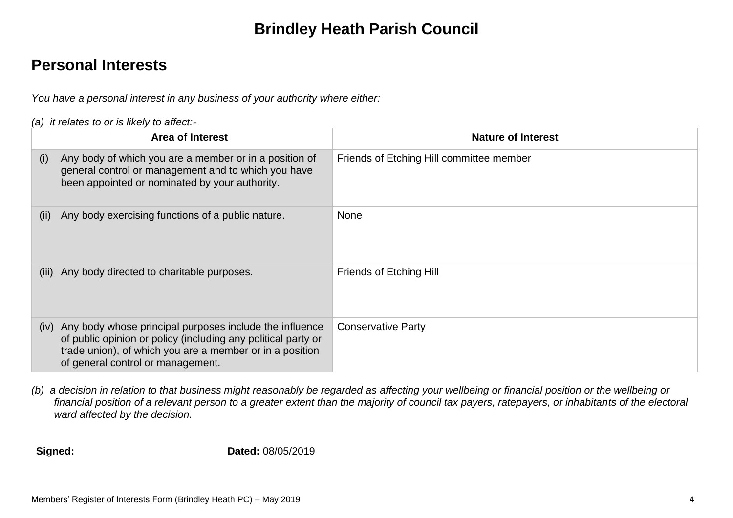# Brindley Heath Parish Council

## Personal Interests

*You have a personal interest in any business of your authority where either:*

*(a) it relates to or is likely to affect:-*

| Area of Interest | Nature of Interest |
|---|---|
| (i) Any body of which you are a member or in a position of general control or management and to which you have been appointed or nominated by your authority. | Friends of Etching Hill committee member |
| (ii) Any body exercising functions of a public nature. | None |
| (iii) Any body directed to charitable purposes. | Friends of Etching Hill |
| (iv) Any body whose principal purposes include the influence of public opinion or policy (including any political party or trade union), of which you are a member or in a position of general control or management. | Conservative Party |

*(b) a decision in relation to that business might reasonably be regarded as affecting your wellbeing or financial position or the wellbeing or financial position of a relevant person to a greater extent than the majority of council tax payers, ratepayers, or inhabitants of the electoral ward affected by the decision.*

**Signed:** **Dated:** 08/05/2019

Members' Register of Interests Form (Brindley Heath PC) – May 2019